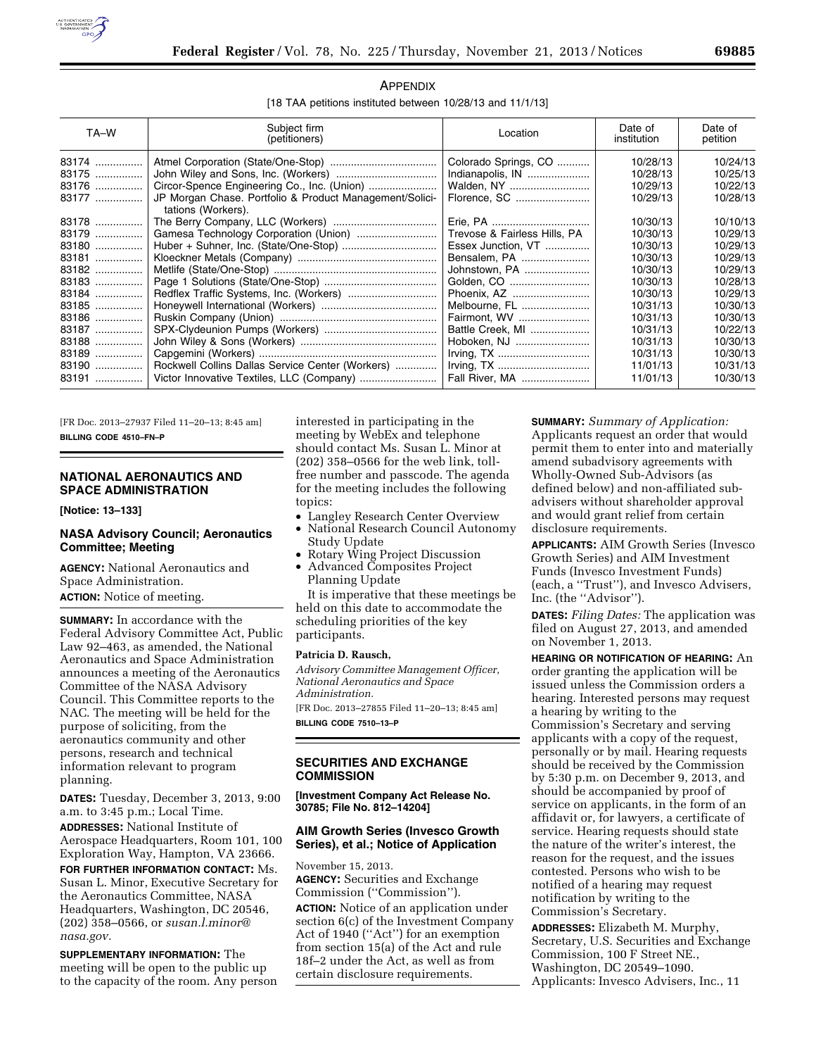## APPENDIX

[18 TAA petitions instituted between 10/28/13 and 11/1/13]

| TA–W | Subject firm (petitioners) | Location | Date of institution | Date of petition |
|---|---|---|---|---|
| 83174 | Atmel Corporation (State/One-Stop) | Colorado Springs, CO | 10/28/13 | 10/24/13 |
| 83175 | John Wiley and Sons, Inc. (Workers) | Indianapolis, IN | 10/28/13 | 10/25/13 |
| 83176 | Circor-Spence Engineering Co., Inc. (Union) | Walden, NY | 10/29/13 | 10/22/13 |
| 83177 | JP Morgan Chase. Portfolio & Product Management/Solicitations (Workers). | Florence, SC | 10/29/13 | 10/28/13 |
| 83178 | The Berry Company, LLC (Workers) | Erie, PA | 10/30/13 | 10/10/13 |
| 83179 | Gamesa Technology Corporation (Union) | Trevose & Fairless Hills, PA | 10/30/13 | 10/29/13 |
| 83180 | Huber + Suhner, Inc. (State/One-Stop) | Essex Junction, VT | 10/30/13 | 10/29/13 |
| 83181 | Kloeckner Metals (Company) | Bensalem, PA | 10/30/13 | 10/29/13 |
| 83182 | Metlife (State/One-Stop) | Johnstown, PA | 10/30/13 | 10/29/13 |
| 83183 | Page 1 Solutions (State/One-Stop) | Golden, CO | 10/30/13 | 10/28/13 |
| 83184 | Redflex Traffic Systems, Inc. (Workers) | Phoenix, AZ | 10/30/13 | 10/29/13 |
| 83185 | Honeywell International (Workers) | Melbourne, FL | 10/31/13 | 10/30/13 |
| 83186 | Ruskin Company (Union) | Fairmont, WV | 10/31/13 | 10/30/13 |
| 83187 | SPX-Clydeunion Pumps (Workers) | Battle Creek, MI | 10/31/13 | 10/22/13 |
| 83188 | John Wiley & Sons (Workers) | Hoboken, NJ | 10/31/13 | 10/30/13 |
| 83189 | Capgemini (Workers) | Irving, TX | 10/31/13 | 10/30/13 |
| 83190 | Rockwell Collins Dallas Service Center (Workers) | Irving, TX | 11/01/13 | 10/31/13 |
| 83191 | Victor Innovative Textiles, LLC (Company) | Fall River, MA | 11/01/13 | 10/30/13 |

[FR Doc. 2013–27937 Filed 11–20–13; 8:45 am]

**BILLING CODE 4510–FN–P**

## NATIONAL AERONAUTICS AND SPACE ADMINISTRATION

**[Notice: 13–133]**

### NASA Advisory Council; Aeronautics Committee; Meeting

**AGENCY:** National Aeronautics and Space Administration.

**ACTION:** Notice of meeting.

**SUMMARY:** In accordance with the Federal Advisory Committee Act, Public Law 92–463, as amended, the National Aeronautics and Space Administration announces a meeting of the Aeronautics Committee of the NASA Advisory Council. This Committee reports to the NAC. The meeting will be held for the purpose of soliciting, from the aeronautics community and other persons, research and technical information relevant to program planning.

**DATES:** Tuesday, December 3, 2013, 9:00 a.m. to 3:45 p.m.; Local Time.

**ADDRESSES:** National Institute of Aerospace Headquarters, Room 101, 100 Exploration Way, Hampton, VA 23666.

**FOR FURTHER INFORMATION CONTACT:** Ms. Susan L. Minor, Executive Secretary for the Aeronautics Committee, NASA Headquarters, Washington, DC 20546, (202) 358–0566, or *susan.l.minor@nasa.gov.*

**SUPPLEMENTARY INFORMATION:** The meeting will be open to the public up to the capacity of the room. Any person interested in participating in the meeting by WebEx and telephone should contact Ms. Susan L. Minor at (202) 358–0566 for the web link, toll-free number and passcode. The agenda for the meeting includes the following topics:

- Langley Research Center Overview
- National Research Council Autonomy Study Update
- Rotary Wing Project Discussion
- Advanced Composites Project Planning Update

It is imperative that these meetings be held on this date to accommodate the scheduling priorities of the key participants.

**Patricia D. Rausch,**

*Advisory Committee Management Officer, National Aeronautics and Space Administration.*

[FR Doc. 2013–27855 Filed 11–20–13; 8:45 am]

**BILLING CODE 7510–13–P**

## SECURITIES AND EXCHANGE COMMISSION

**[Investment Company Act Release No. 30785; File No. 812–14204]**

### AIM Growth Series (Invesco Growth Series), et al.; Notice of Application

November 15, 2013.

**AGENCY:** Securities and Exchange Commission (''Commission'').

**ACTION:** Notice of an application under section 6(c) of the Investment Company Act of 1940 (''Act'') for an exemption from section 15(a) of the Act and rule 18f–2 under the Act, as well as from certain disclosure requirements.

**SUMMARY:** *Summary of Application:* Applicants request an order that would permit them to enter into and materially amend subadvisory agreements with Wholly-Owned Sub-Advisors (as defined below) and non-affiliated sub-advisers without shareholder approval and would grant relief from certain disclosure requirements.

**APPLICANTS:** AIM Growth Series (Invesco Growth Series) and AIM Investment Funds (Invesco Investment Funds) (each, a ''Trust''), and Invesco Advisers, Inc. (the ''Advisor'').

**DATES:** *Filing Dates:* The application was filed on August 27, 2013, and amended on November 1, 2013.

**HEARING OR NOTIFICATION OF HEARING:** An order granting the application will be issued unless the Commission orders a hearing. Interested persons may request a hearing by writing to the Commission's Secretary and serving applicants with a copy of the request, personally or by mail. Hearing requests should be received by the Commission by 5:30 p.m. on December 9, 2013, and should be accompanied by proof of service on applicants, in the form of an affidavit or, for lawyers, a certificate of service. Hearing requests should state the nature of the writer's interest, the reason for the request, and the issues contested. Persons who wish to be notified of a hearing may request notification by writing to the Commission's Secretary.

**ADDRESSES:** Elizabeth M. Murphy, Secretary, U.S. Securities and Exchange Commission, 100 F Street NE., Washington, DC 20549–1090. Applicants: Invesco Advisers, Inc., 11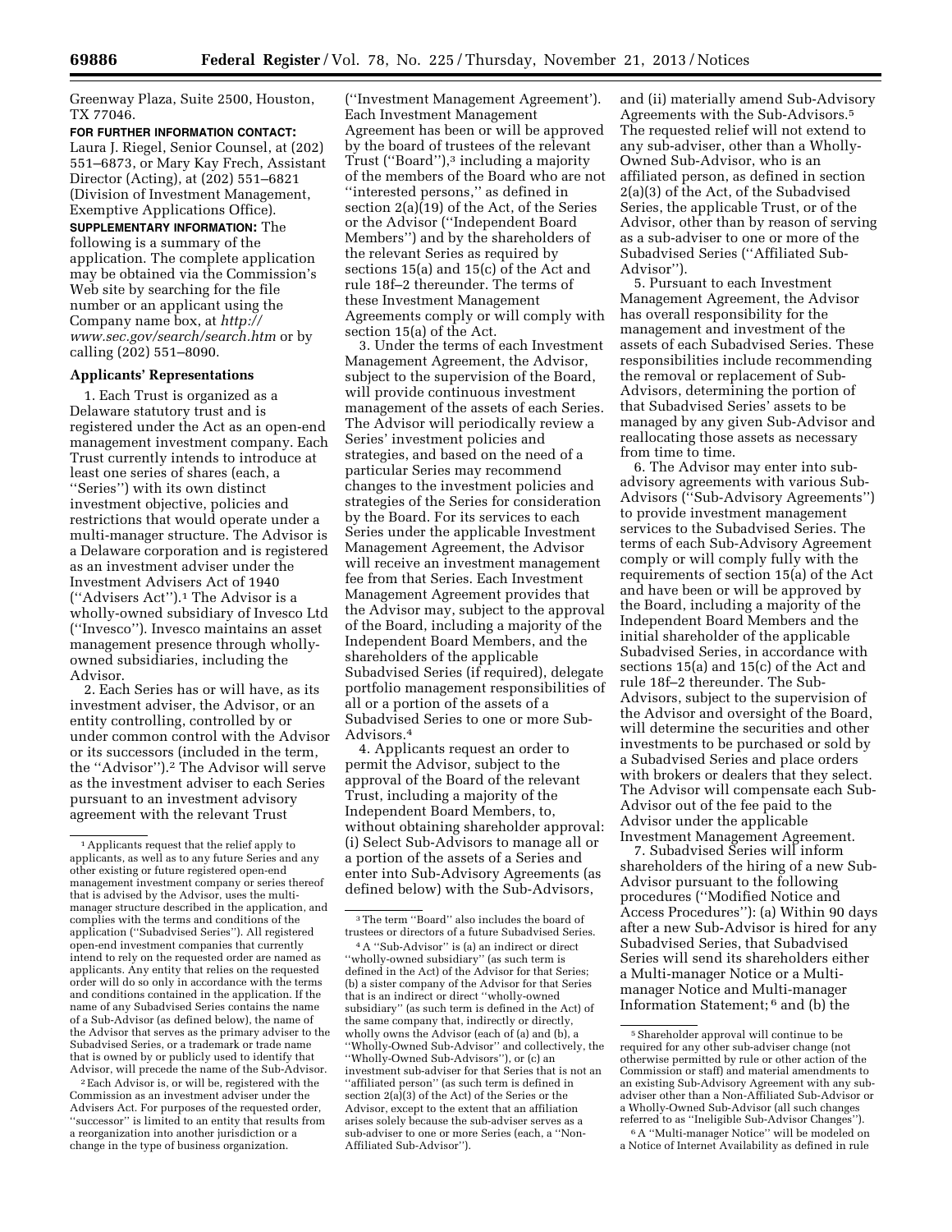Greenway Plaza, Suite 2500, Houston, TX 77046.

**FOR FURTHER INFORMATION CONTACT:** Laura J. Riegel, Senior Counsel, at (202) 551–6873, or Mary Kay Frech, Assistant Director (Acting), at (202) 551–6821 (Division of Investment Management, Exemptive Applications Office).

**SUPPLEMENTARY INFORMATION:** The following is a summary of the application. The complete application may be obtained via the Commission's Web site by searching for the file number or an applicant using the Company name box, at *http://www.sec.gov/search/search.htm* or by calling (202) 551–8090.

## Applicants' Representations

1. Each Trust is organized as a Delaware statutory trust and is registered under the Act as an open-end management investment company. Each Trust currently intends to introduce at least one series of shares (each, a ''Series'') with its own distinct investment objective, policies and restrictions that would operate under a multi-manager structure. The Advisor is a Delaware corporation and is registered as an investment adviser under the Investment Advisers Act of 1940 (''Advisers Act'').[1] The Advisor is a wholly-owned subsidiary of Invesco Ltd (''Invesco''). Invesco maintains an asset management presence through wholly-owned subsidiaries, including the Advisor.

2. Each Series has or will have, as its investment adviser, the Advisor, or an entity controlling, controlled by or under common control with the Advisor or its successors (included in the term, the ''Advisor'').[2] The Advisor will serve as the investment adviser to each Series pursuant to an investment advisory agreement with the relevant Trust (''Investment Management Agreement'). Each Investment Management Agreement has been or will be approved by the board of trustees of the relevant Trust (''Board''),[3] including a majority of the members of the Board who are not ''interested persons,'' as defined in section 2(a)(19) of the Act, of the Series or the Advisor (''Independent Board Members'') and by the shareholders of the relevant Series as required by sections 15(a) and 15(c) of the Act and rule 18f–2 thereunder. The terms of these Investment Management Agreements comply or will comply with section 15(a) of the Act.

3. Under the terms of each Investment Management Agreement, the Advisor, subject to the supervision of the Board, will provide continuous investment management of the assets of each Series. The Advisor will periodically review a Series' investment policies and strategies, and based on the need of a particular Series may recommend changes to the investment policies and strategies of the Series for consideration by the Board. For its services to each Series under the applicable Investment Management Agreement, the Advisor will receive an investment management fee from that Series. Each Investment Management Agreement provides that the Advisor may, subject to the approval of the Board, including a majority of the Independent Board Members, and the shareholders of the applicable Subadvised Series (if required), delegate portfolio management responsibilities of all or a portion of the assets of a Subadvised Series to one or more Sub-Advisors.[4]

4. Applicants request an order to permit the Advisor, subject to the approval of the Board of the relevant Trust, including a majority of the Independent Board Members, to, without obtaining shareholder approval: (i) Select Sub-Advisors to manage all or a portion of the assets of a Series and enter into Sub-Advisory Agreements (as defined below) with the Sub-Advisors, and (ii) materially amend Sub-Advisory Agreements with the Sub-Advisors.[5] The requested relief will not extend to any sub-adviser, other than a Wholly-Owned Sub-Advisor, who is an affiliated person, as defined in section 2(a)(3) of the Act, of the Subadvised Series, the applicable Trust, or of the Advisor, other than by reason of serving as a sub-adviser to one or more of the Subadvised Series (''Affiliated Sub-Advisor'').

5. Pursuant to each Investment Management Agreement, the Advisor has overall responsibility for the management and investment of the assets of each Subadvised Series. These responsibilities include recommending the removal or replacement of Sub-Advisors, determining the portion of that Subadvised Series' assets to be managed by any given Sub-Advisor and reallocating those assets as necessary from time to time.

6. The Advisor may enter into sub-advisory agreements with various Sub-Advisors (''Sub-Advisory Agreements'') to provide investment management services to the Subadvised Series. The terms of each Sub-Advisory Agreement comply or will comply fully with the requirements of section 15(a) of the Act and have been or will be approved by the Board, including a majority of the Independent Board Members and the initial shareholder of the applicable Subadvised Series, in accordance with sections 15(a) and 15(c) of the Act and rule 18f–2 thereunder. The Sub-Advisors, subject to the supervision of the Advisor and oversight of the Board, will determine the securities and other investments to be purchased or sold by a Subadvised Series and place orders with brokers or dealers that they select. The Advisor will compensate each Sub-Advisor out of the fee paid to the Advisor under the applicable Investment Management Agreement.

7. Subadvised Series will inform shareholders of the hiring of a new Sub-Advisor pursuant to the following procedures (''Modified Notice and Access Procedures''): (a) Within 90 days after a new Sub-Advisor is hired for any Subadvised Series, that Subadvised Series will send its shareholders either a Multi-manager Notice or a Multi-manager Notice and Multi-manager Information Statement;[6] and (b) the

---

[1] Applicants request that the relief apply to applicants, as well as to any future Series and any other existing or future registered open-end management investment company or series thereof that is advised by the Advisor, uses the multi-manager structure described in the application, and complies with the terms and conditions of the application (''Subadvised Series''). All registered open-end investment companies that currently intend to rely on the requested order are named as applicants. Any entity that relies on the requested order will do so only in accordance with the terms and conditions contained in the application. If the name of any Subadvised Series contains the name of a Sub-Advisor (as defined below), the name of the Advisor that serves as the primary adviser to the Subadvised Series, or a trademark or trade name that is owned by or publicly used to identify that Advisor, will precede the name of the Sub-Advisor.

[2] Each Advisor is, or will be, registered with the Commission as an investment adviser under the Advisers Act. For purposes of the requested order, ''successor'' is limited to an entity that results from a reorganization into another jurisdiction or a change in the type of business organization.

[3] The term ''Board'' also includes the board of trustees or directors of a future Subadvised Series.

[4] A ''Sub-Advisor'' is (a) an indirect or direct ''wholly-owned subsidiary'' (as such term is defined in the Act) of the Advisor for that Series; (b) a sister company of the Advisor for that Series that is an indirect or direct ''wholly-owned subsidiary'' (as such term is defined in the Act) of the same company that, indirectly or directly, wholly owns the Advisor (each of (a) and (b), a ''Wholly-Owned Sub-Advisor'' and collectively, the ''Wholly-Owned Sub-Advisors''), or (c) an investment sub-adviser for that Series that is not an ''affiliated person'' (as such term is defined in section 2(a)(3) of the Act) of the Series or the Advisor, except to the extent that an affiliation arises solely because the sub-adviser serves as a sub-adviser to one or more Series (each, a ''Non-Affiliated Sub-Advisor'').

[5] Shareholder approval will continue to be required for any other sub-adviser change (not otherwise permitted by rule or other action of the Commission or staff) and material amendments to an existing Sub-Advisory Agreement with any sub-adviser other than a Non-Affiliated Sub-Advisor or a Wholly-Owned Sub-Advisor (all such changes referred to as ''Ineligible Sub-Advisor Changes'').

[6] A ''Multi-manager Notice'' will be modeled on a Notice of Internet Availability as defined in rule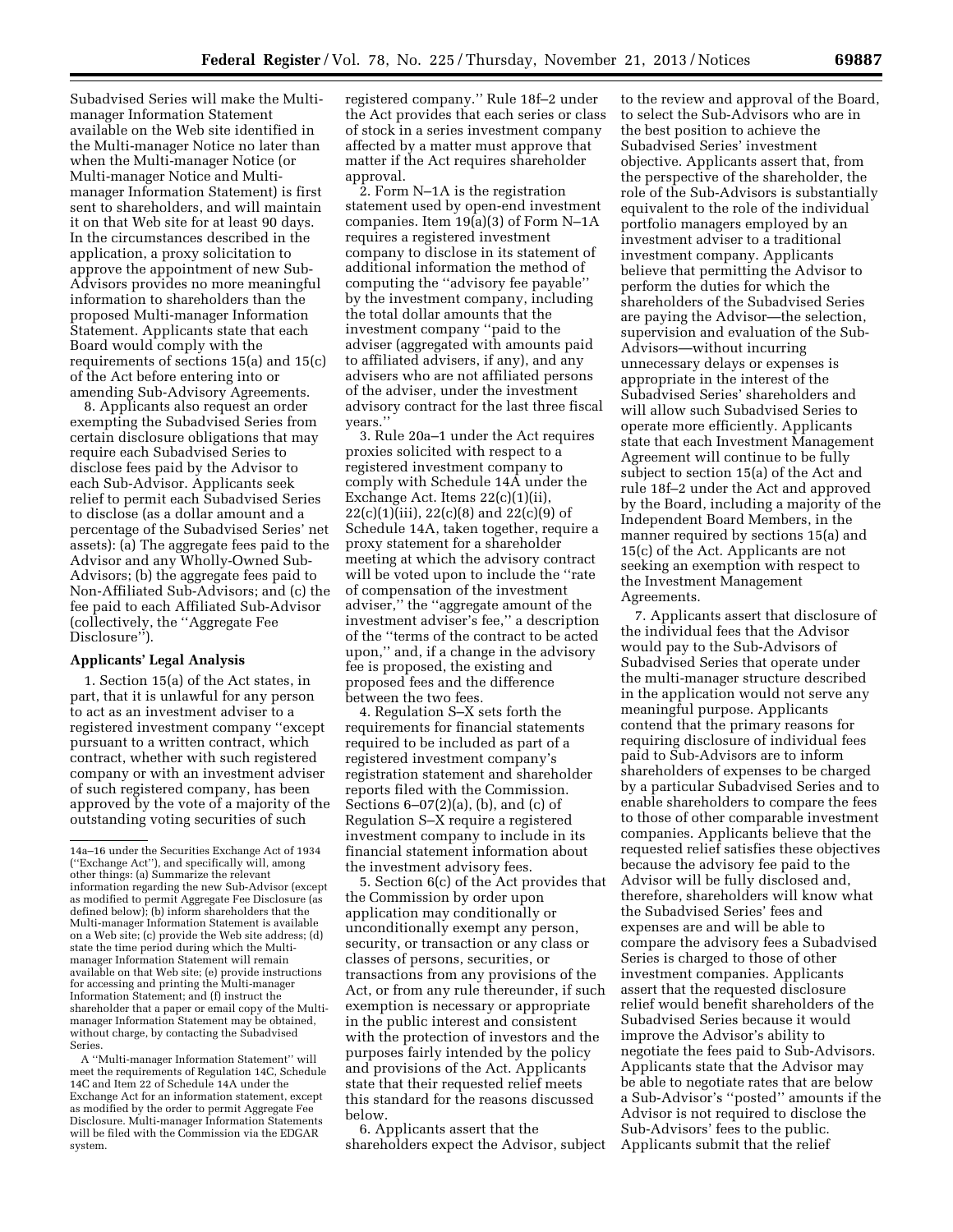Subadvised Series will make the Multi-manager Information Statement available on the Web site identified in the Multi-manager Notice no later than when the Multi-manager Notice (or Multi-manager Notice and Multi-manager Information Statement) is first sent to shareholders, and will maintain it on that Web site for at least 90 days. In the circumstances described in the application, a proxy solicitation to approve the appointment of new Sub-Advisors provides no more meaningful information to shareholders than the proposed Multi-manager Information Statement. Applicants state that each Board would comply with the requirements of sections 15(a) and 15(c) of the Act before entering into or amending Sub-Advisory Agreements.

8. Applicants also request an order exempting the Subadvised Series from certain disclosure obligations that may require each Subadvised Series to disclose fees paid by the Advisor to each Sub-Advisor. Applicants seek relief to permit each Subadvised Series to disclose (as a dollar amount and a percentage of the Subadvised Series' net assets): (a) The aggregate fees paid to the Advisor and any Wholly-Owned Sub-Advisors; (b) the aggregate fees paid to Non-Affiliated Sub-Advisors; and (c) the fee paid to each Affiliated Sub-Advisor (collectively, the ''Aggregate Fee Disclosure'').

## Applicants' Legal Analysis

1. Section 15(a) of the Act states, in part, that it is unlawful for any person to act as an investment adviser to a registered investment company ''except pursuant to a written contract, which contract, whether with such registered company or with an investment adviser of such registered company, has been approved by the vote of a majority of the outstanding voting securities of such registered company.'' Rule 18f–2 under the Act provides that each series or class of stock in a series investment company affected by a matter must approve that matter if the Act requires shareholder approval.

2. Form N–1A is the registration statement used by open-end investment companies. Item 19(a)(3) of Form N–1A requires a registered investment company to disclose in its statement of additional information the method of computing the ''advisory fee payable'' by the investment company, including the total dollar amounts that the investment company ''paid to the adviser (aggregated with amounts paid to affiliated advisers, if any), and any advisers who are not affiliated persons of the adviser, under the investment advisory contract for the last three fiscal years.''

3. Rule 20a–1 under the Act requires proxies solicited with respect to a registered investment company to comply with Schedule 14A under the Exchange Act. Items 22(c)(1)(ii), 22(c)(1)(iii), 22(c)(8) and 22(c)(9) of Schedule 14A, taken together, require a proxy statement for a shareholder meeting at which the advisory contract will be voted upon to include the ''rate of compensation of the investment adviser,'' the ''aggregate amount of the investment adviser's fee,'' a description of the ''terms of the contract to be acted upon,'' and, if a change in the advisory fee is proposed, the existing and proposed fees and the difference between the two fees.

4. Regulation S–X sets forth the requirements for financial statements required to be included as part of a registered investment company's registration statement and shareholder reports filed with the Commission. Sections 6–07(2)(a), (b), and (c) of Regulation S–X require a registered investment company to include in its financial statement information about the investment advisory fees.

5. Section 6(c) of the Act provides that the Commission by order upon application may conditionally or unconditionally exempt any person, security, or transaction or any class or classes of persons, securities, or transactions from any provisions of the Act, or from any rule thereunder, if such exemption is necessary or appropriate in the public interest and consistent with the protection of investors and the purposes fairly intended by the policy and provisions of the Act. Applicants state that their requested relief meets this standard for the reasons discussed below.

6. Applicants assert that the shareholders expect the Advisor, subject to the review and approval of the Board, to select the Sub-Advisors who are in the best position to achieve the Subadvised Series' investment objective. Applicants assert that, from the perspective of the shareholder, the role of the Sub-Advisors is substantially equivalent to the role of the individual portfolio managers employed by an investment adviser to a traditional investment company. Applicants believe that permitting the Advisor to perform the duties for which the shareholders of the Subadvised Series are paying the Advisor—the selection, supervision and evaluation of the Sub-Advisors—without incurring unnecessary delays or expenses is appropriate in the interest of the Subadvised Series' shareholders and will allow such Subadvised Series to operate more efficiently. Applicants state that each Investment Management Agreement will continue to be fully subject to section 15(a) of the Act and rule 18f–2 under the Act and approved by the Board, including a majority of the Independent Board Members, in the manner required by sections 15(a) and 15(c) of the Act. Applicants are not seeking an exemption with respect to the Investment Management Agreements.

7. Applicants assert that disclosure of the individual fees that the Advisor would pay to the Sub-Advisors of Subadvised Series that operate under the multi-manager structure described in the application would not serve any meaningful purpose. Applicants contend that the primary reasons for requiring disclosure of individual fees paid to Sub-Advisors are to inform shareholders of expenses to be charged by a particular Subadvised Series and to enable shareholders to compare the fees to those of other comparable investment companies. Applicants believe that the requested relief satisfies these objectives because the advisory fee paid to the Advisor will be fully disclosed and, therefore, shareholders will know what the Subadvised Series' fees and expenses are and will be able to compare the advisory fees a Subadvised Series is charged to those of other investment companies. Applicants assert that the requested disclosure relief would benefit shareholders of the Subadvised Series because it would improve the Advisor's ability to negotiate the fees paid to Sub-Advisors. Applicants state that the Advisor may be able to negotiate rates that are below a Sub-Advisor's ''posted'' amounts if the Advisor is not required to disclose the Sub-Advisors' fees to the public. Applicants submit that the relief

---

14a–16 under the Securities Exchange Act of 1934 (''Exchange Act''), and specifically will, among other things: (a) Summarize the relevant information regarding the new Sub-Advisor (except as modified to permit Aggregate Fee Disclosure (as defined below); (b) inform shareholders that the Multi-manager Information Statement is available on a Web site; (c) provide the Web site address; (d) state the time period during which the Multi-manager Information Statement will remain available on that Web site; (e) provide instructions for accessing and printing the Multi-manager Information Statement; and (f) instruct the shareholder that a paper or email copy of the Multi-manager Information Statement may be obtained, without charge, by contacting the Subadvised Series.

A ''Multi-manager Information Statement'' will meet the requirements of Regulation 14C, Schedule 14C and Item 22 of Schedule 14A under the Exchange Act for an information statement, except as modified by the order to permit Aggregate Fee Disclosure. Multi-manager Information Statements will be filed with the Commission via the EDGAR system.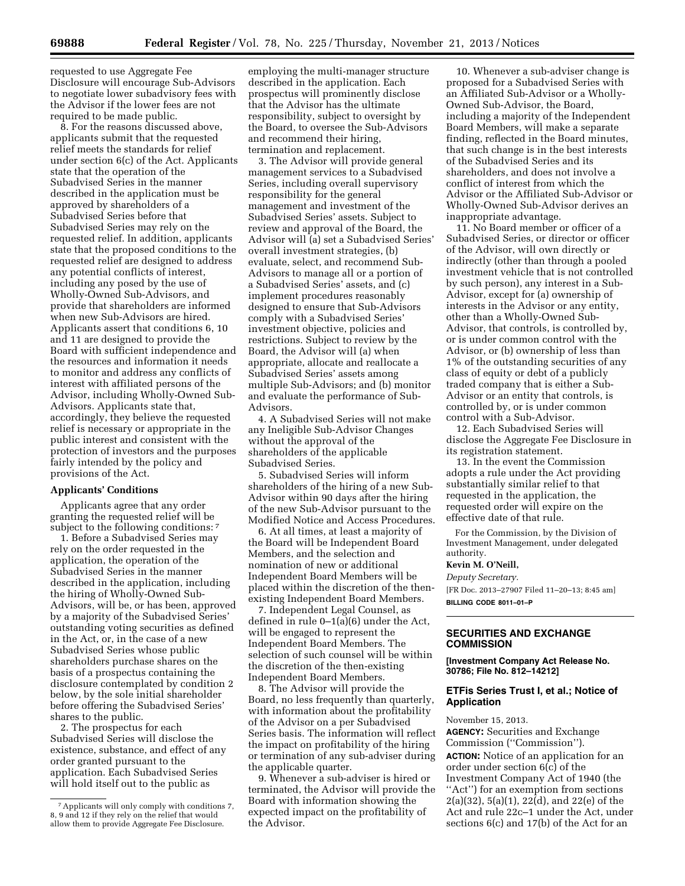requested to use Aggregate Fee Disclosure will encourage Sub-Advisors to negotiate lower subadvisory fees with the Advisor if the lower fees are not required to be made public.

8. For the reasons discussed above, applicants submit that the requested relief meets the standards for relief under section 6(c) of the Act. Applicants state that the operation of the Subadvised Series in the manner described in the application must be approved by shareholders of a Subadvised Series before that Subadvised Series may rely on the requested relief. In addition, applicants state that the proposed conditions to the requested relief are designed to address any potential conflicts of interest, including any posed by the use of Wholly-Owned Sub-Advisors, and provide that shareholders are informed when new Sub-Advisors are hired. Applicants assert that conditions 6, 10 and 11 are designed to provide the Board with sufficient independence and the resources and information it needs to monitor and address any conflicts of interest with affiliated persons of the Advisor, including Wholly-Owned Sub-Advisors. Applicants state that, accordingly, they believe the requested relief is necessary or appropriate in the public interest and consistent with the protection of investors and the purposes fairly intended by the policy and provisions of the Act.

## Applicants' Conditions

Applicants agree that any order granting the requested relief will be subject to the following conditions:[7]

1. Before a Subadvised Series may rely on the order requested in the application, the operation of the Subadvised Series in the manner described in the application, including the hiring of Wholly-Owned Sub-Advisors, will be, or has been, approved by a majority of the Subadvised Series' outstanding voting securities as defined in the Act, or, in the case of a new Subadvised Series whose public shareholders purchase shares on the basis of a prospectus containing the disclosure contemplated by condition 2 below, by the sole initial shareholder before offering the Subadvised Series' shares to the public.

2. The prospectus for each Subadvised Series will disclose the existence, substance, and effect of any order granted pursuant to the application. Each Subadvised Series will hold itself out to the public as employing the multi-manager structure described in the application. Each prospectus will prominently disclose that the Advisor has the ultimate responsibility, subject to oversight by the Board, to oversee the Sub-Advisors and recommend their hiring, termination and replacement.

3. The Advisor will provide general management services to a Subadvised Series, including overall supervisory responsibility for the general management and investment of the Subadvised Series' assets. Subject to review and approval of the Board, the Advisor will (a) set a Subadvised Series' overall investment strategies, (b) evaluate, select, and recommend Sub-Advisors to manage all or a portion of a Subadvised Series' assets, and (c) implement procedures reasonably designed to ensure that Sub-Advisors comply with a Subadvised Series' investment objective, policies and restrictions. Subject to review by the Board, the Advisor will (a) when appropriate, allocate and reallocate a Subadvised Series' assets among multiple Sub-Advisors; and (b) monitor and evaluate the performance of Sub-Advisors.

4. A Subadvised Series will not make any Ineligible Sub-Advisor Changes without the approval of the shareholders of the applicable Subadvised Series.

5. Subadvised Series will inform shareholders of the hiring of a new Sub-Advisor within 90 days after the hiring of the new Sub-Advisor pursuant to the Modified Notice and Access Procedures.

6. At all times, at least a majority of the Board will be Independent Board Members, and the selection and nomination of new or additional Independent Board Members will be placed within the discretion of the then-existing Independent Board Members.

7. Independent Legal Counsel, as defined in rule 0–1(a)(6) under the Act, will be engaged to represent the Independent Board Members. The selection of such counsel will be within the discretion of the then-existing Independent Board Members.

8. The Advisor will provide the Board, no less frequently than quarterly, with information about the profitability of the Advisor on a per Subadvised Series basis. The information will reflect the impact on profitability of the hiring or termination of any sub-adviser during the applicable quarter.

9. Whenever a sub-adviser is hired or terminated, the Advisor will provide the Board with information showing the expected impact on the profitability of the Advisor.

10. Whenever a sub-adviser change is proposed for a Subadvised Series with an Affiliated Sub-Advisor or a Wholly-Owned Sub-Advisor, the Board, including a majority of the Independent Board Members, will make a separate finding, reflected in the Board minutes, that such change is in the best interests of the Subadvised Series and its shareholders, and does not involve a conflict of interest from which the Advisor or the Affiliated Sub-Advisor or Wholly-Owned Sub-Advisor derives an inappropriate advantage.

11. No Board member or officer of a Subadvised Series, or director or officer of the Advisor, will own directly or indirectly (other than through a pooled investment vehicle that is not controlled by such person), any interest in a Sub-Advisor, except for (a) ownership of interests in the Advisor or any entity, other than a Wholly-Owned Sub-Advisor, that controls, is controlled by, or is under common control with the Advisor, or (b) ownership of less than 1% of the outstanding securities of any class of equity or debt of a publicly traded company that is either a Sub-Advisor or an entity that controls, is controlled by, or is under common control with a Sub-Advisor.

12. Each Subadvised Series will disclose the Aggregate Fee Disclosure in its registration statement.

13. In the event the Commission adopts a rule under the Act providing substantially similar relief to that requested in the application, the requested order will expire on the effective date of that rule.

For the Commission, by the Division of Investment Management, under delegated authority.

**Kevin M. O'Neill,**

*Deputy Secretary.*

[FR Doc. 2013–27907 Filed 11–20–13; 8:45 am]

**BILLING CODE 8011–01–P**

[7] Applicants will only comply with conditions 7, 8, 9 and 12 if they rely on the relief that would allow them to provide Aggregate Fee Disclosure.

---

## SECURITIES AND EXCHANGE COMMISSION

**[Investment Company Act Release No. 30786; File No. 812–14212]**

## ETFis Series Trust I, et al.; Notice of Application

November 15, 2013.

**AGENCY:** Securities and Exchange Commission (''Commission'').

**ACTION:** Notice of an application for an order under section 6(c) of the Investment Company Act of 1940 (the ''Act'') for an exemption from sections 2(a)(32), 5(a)(1), 22(d), and 22(e) of the Act and rule 22c–1 under the Act, under sections 6(c) and 17(b) of the Act for an